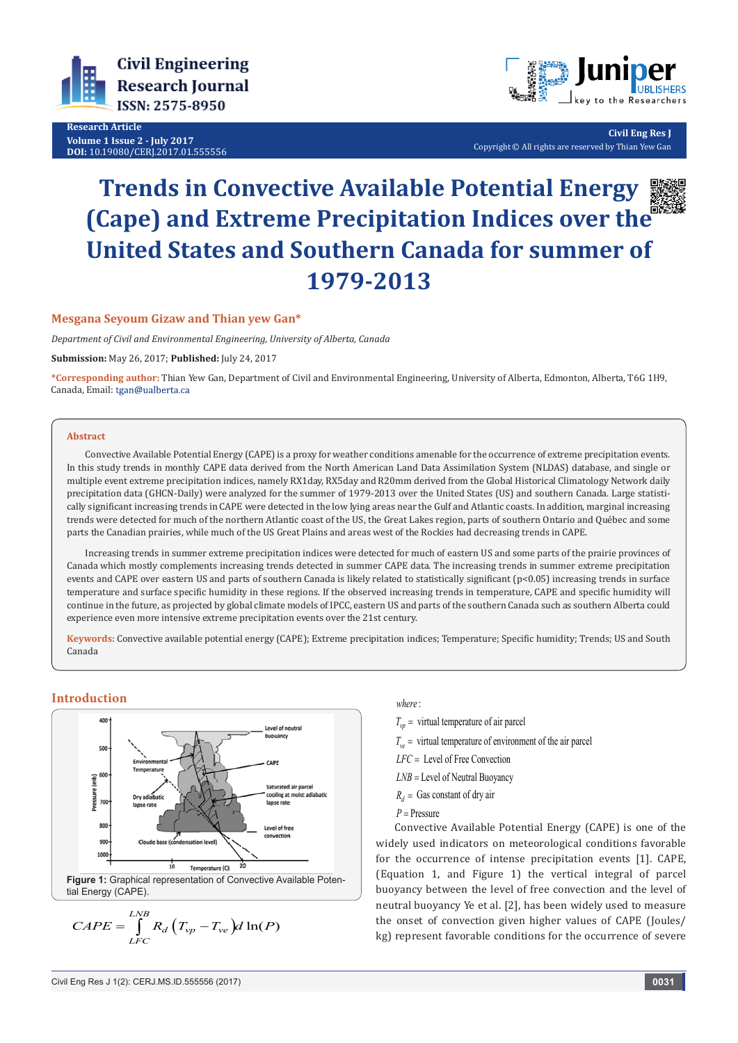Research Article
Volume 1 Issue 2 - July 2017
DOI: 10.19080/CERJ.2017.01.555556

Civil Eng Res J
Copyright © All rights are reserved by Thian Yew Gan

# Trends in Convective Available Potential Energy (Cape) and Extreme Precipitation Indices over the United States and Southern Canada for summer of 1979-2013

**Mesgana Seyoum Gizaw and Thian yew Gan***

*Department of Civil and Environmental Engineering, University of Alberta, Canada*

**Submission:** May 26, 2017; **Published:** July 24, 2017

***Corresponding author:** Thian Yew Gan, Department of Civil and Environmental Engineering, University of Alberta, Edmonton, Alberta, T6G 1H9, Canada, Email: tgan@ualberta.ca

## Abstract

Convective Available Potential Energy (CAPE) is a proxy for weather conditions amenable for the occurrence of extreme precipitation events. In this study trends in monthly CAPE data derived from the North American Land Data Assimilation System (NLDAS) database, and single or multiple event extreme precipitation indices, namely RX1day, RX5day and R20mm derived from the Global Historical Climatology Network daily precipitation data (GHCN-Daily) were analyzed for the summer of 1979-2013 over the United States (US) and southern Canada. Large statistically significant increasing trends in CAPE were detected in the low lying areas near the Gulf and Atlantic coasts. In addition, marginal increasing trends were detected for much of the northern Atlantic coast of the US, the Great Lakes region, parts of southern Ontario and Québec and some parts the Canadian prairies, while much of the US Great Plains and areas west of the Rockies had decreasing trends in CAPE.

Increasing trends in summer extreme precipitation indices were detected for much of eastern US and some parts of the prairie provinces of Canada which mostly complements increasing trends detected in summer CAPE data. The increasing trends in summer extreme precipitation events and CAPE over eastern US and parts of southern Canada is likely related to statistically significant ($p<0.05$) increasing trends in surface temperature and surface specific humidity in these regions. If the observed increasing trends in temperature, CAPE and specific humidity will continue in the future, as projected by global climate models of IPCC, eastern US and parts of the southern Canada such as southern Alberta could experience even more intensive extreme precipitation events over the 21st century.

**Keywords:** Convective available potential energy (CAPE); Extreme precipitation indices; Temperature; Specific humidity; Trends; US and South Canada

## Introduction

**Figure 1:** Graphical representation of Convective Available Potential Energy (CAPE).

$$CAPE = \int_{LFC}^{LNB} R_d \left(T_{vp} - T_{ve}\right) d\ln(P)$$

*where:*

$T_{vp}$ = virtual temperature of air parcel

$T_{ve}$ = virtual temperature of environment of the air parcel

$LFC$ = Level of Free Convection

$LNB$ = Level of Neutral Buoyancy

$R_d$ = Gas constant of dry air

$P$ = Pressure

Convective Available Potential Energy (CAPE) is one of the widely used indicators on meteorological conditions favorable for the occurrence of intense precipitation events [1]. CAPE, (Equation 1, and Figure 1) the vertical integral of parcel buoyancy between the level of free convection and the level of neutral buoyancy Ye et al. [2], has been widely used to measure the onset of convection given higher values of CAPE (Joules/kg) represent favorable conditions for the occurrence of severe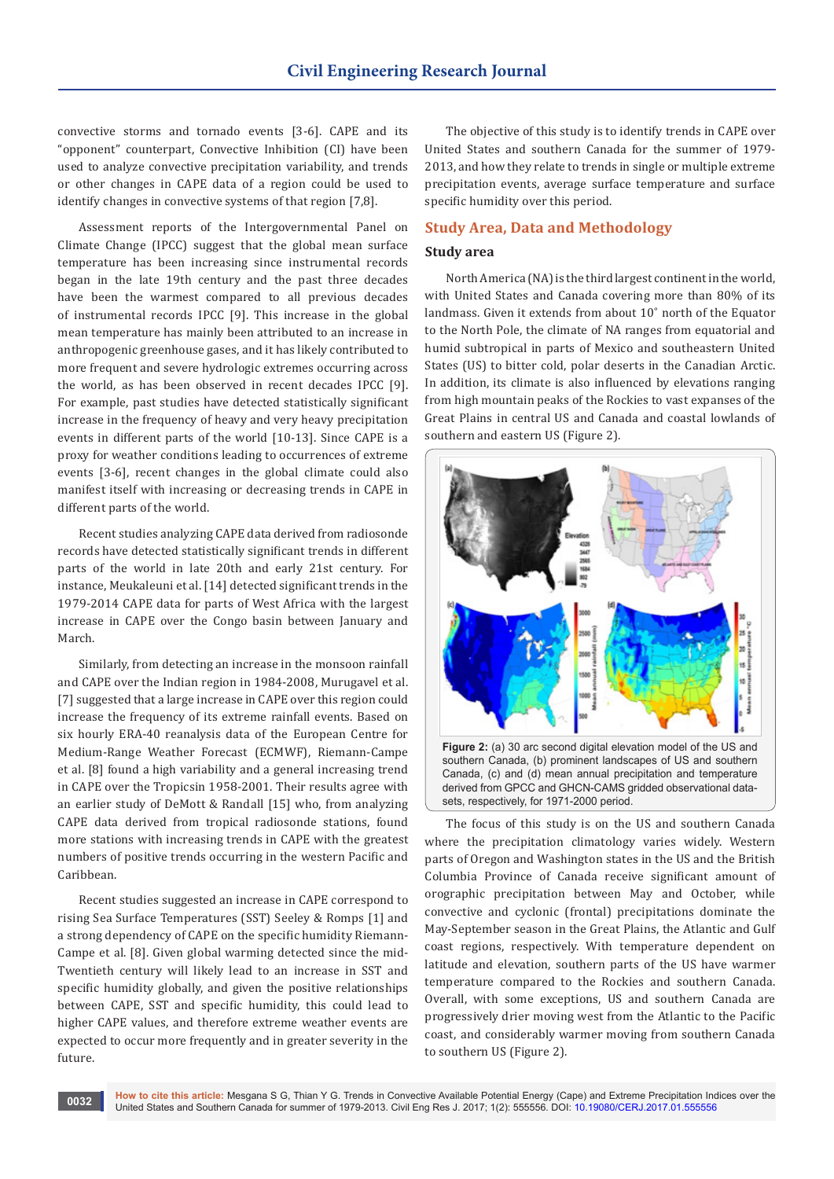convective storms and tornado events [3-6]. CAPE and its "opponent" counterpart, Convective Inhibition (CI) have been used to analyze convective precipitation variability, and trends or other changes in CAPE data of a region could be used to identify changes in convective systems of that region [7,8].

Assessment reports of the Intergovernmental Panel on Climate Change (IPCC) suggest that the global mean surface temperature has been increasing since instrumental records began in the late 19th century and the past three decades have been the warmest compared to all previous decades of instrumental records IPCC [9]. This increase in the global mean temperature has mainly been attributed to an increase in anthropogenic greenhouse gases, and it has likely contributed to more frequent and severe hydrologic extremes occurring across the world, as has been observed in recent decades IPCC [9]. For example, past studies have detected statistically significant increase in the frequency of heavy and very heavy precipitation events in different parts of the world [10-13]. Since CAPE is a proxy for weather conditions leading to occurrences of extreme events [3-6], recent changes in the global climate could also manifest itself with increasing or decreasing trends in CAPE in different parts of the world.

Recent studies analyzing CAPE data derived from radiosonde records have detected statistically significant trends in different parts of the world in late 20th and early 21st century. For instance, Meukaleuni et al. [14] detected significant trends in the 1979-2014 CAPE data for parts of West Africa with the largest increase in CAPE over the Congo basin between January and March.

Similarly, from detecting an increase in the monsoon rainfall and CAPE over the Indian region in 1984-2008, Murugavel et al. [7] suggested that a large increase in CAPE over this region could increase the frequency of its extreme rainfall events. Based on six hourly ERA-40 reanalysis data of the European Centre for Medium-Range Weather Forecast (ECMWF), Riemann-Campe et al. [8] found a high variability and a general increasing trend in CAPE over the Tropicsin 1958-2001. Their results agree with an earlier study of DeMott & Randall [15] who, from analyzing CAPE data derived from tropical radiosonde stations, found more stations with increasing trends in CAPE with the greatest numbers of positive trends occurring in the western Pacific and Caribbean.

Recent studies suggested an increase in CAPE correspond to rising Sea Surface Temperatures (SST) Seeley & Romps [1] and a strong dependency of CAPE on the specific humidity Riemann-Campe et al. [8]. Given global warming detected since the mid-Twentieth century will likely lead to an increase in SST and specific humidity globally, and given the positive relationships between CAPE, SST and specific humidity, this could lead to higher CAPE values, and therefore extreme weather events are expected to occur more frequently and in greater severity in the future.

The objective of this study is to identify trends in CAPE over United States and southern Canada for the summer of 1979-2013, and how they relate to trends in single or multiple extreme precipitation events, average surface temperature and surface specific humidity over this period.

## Study Area, Data and Methodology

### Study area

North America (NA) is the third largest continent in the world, with United States and Canada covering more than 80% of its landmass. Given it extends from about 10° north of the Equator to the North Pole, the climate of NA ranges from equatorial and humid subtropical in parts of Mexico and southeastern United States (US) to bitter cold, polar deserts in the Canadian Arctic. In addition, its climate is also influenced by elevations ranging from high mountain peaks of the Rockies to vast expanses of the Great Plains in central US and Canada and coastal lowlands of southern and eastern US (Figure 2).

**Figure 2:** (a) 30 arc second digital elevation model of the US and southern Canada, (b) prominent landscapes of US and southern Canada, (c) and (d) mean annual precipitation and temperature derived from GPCC and GHCN-CAMS gridded observational datasets, respectively, for 1971-2000 period.

The focus of this study is on the US and southern Canada where the precipitation climatology varies widely. Western parts of Oregon and Washington states in the US and the British Columbia Province of Canada receive significant amount of orographic precipitation between May and October, while convective and cyclonic (frontal) precipitations dominate the May-September season in the Great Plains, the Atlantic and Gulf coast regions, respectively. With temperature dependent on latitude and elevation, southern parts of the US have warmer temperature compared to the Rockies and southern Canada. Overall, with some exceptions, US and southern Canada are progressively drier moving west from the Atlantic to the Pacific coast, and considerably warmer moving from southern Canada to southern US (Figure 2).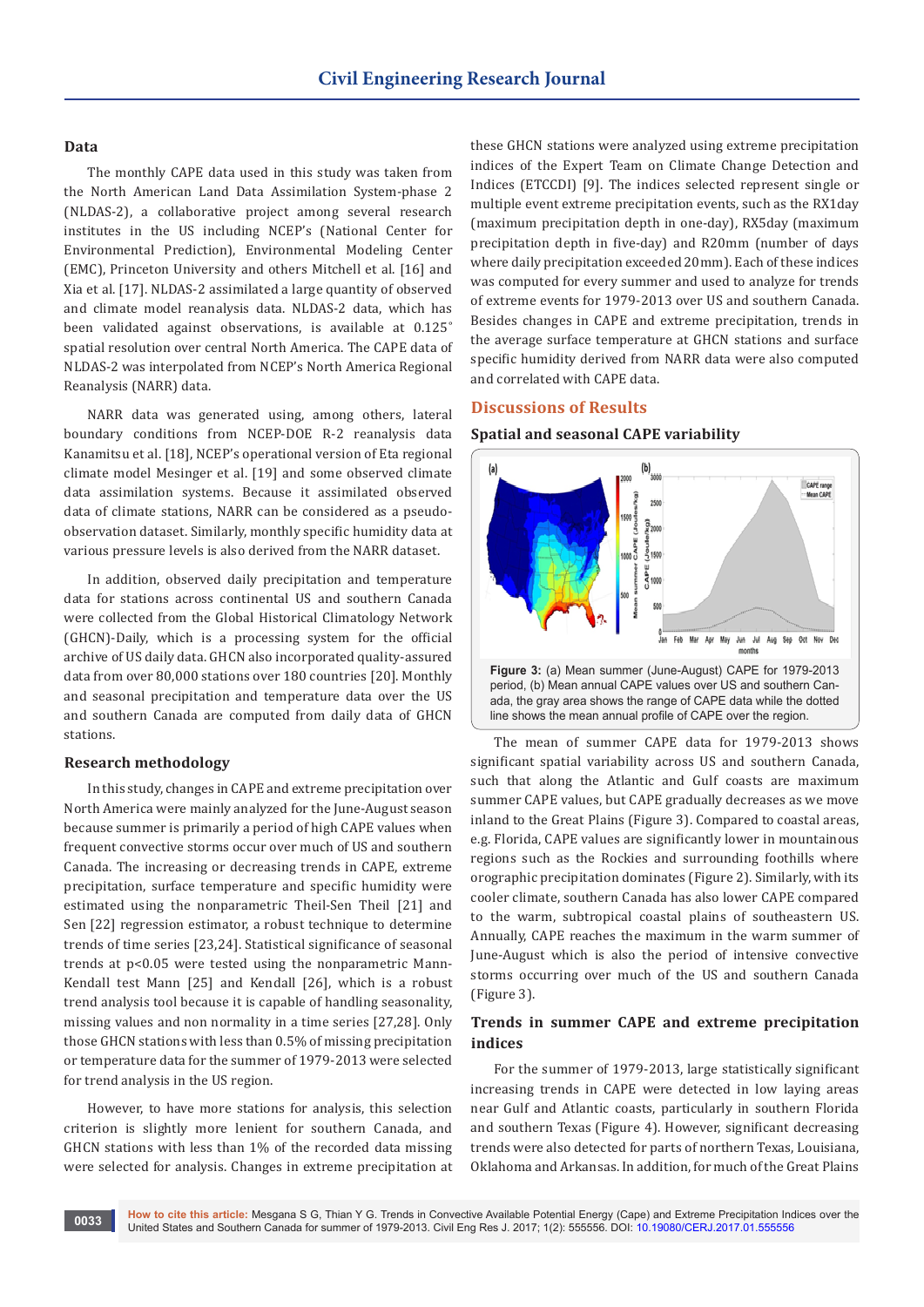## Data

The monthly CAPE data used in this study was taken from the North American Land Data Assimilation System-phase 2 (NLDAS-2), a collaborative project among several research institutes in the US including NCEP's (National Center for Environmental Prediction), Environmental Modeling Center (EMC), Princeton University and others Mitchell et al. [16] and Xia et al. [17]. NLDAS-2 assimilated a large quantity of observed and climate model reanalysis data. NLDAS-2 data, which has been validated against observations, is available at 0.125° spatial resolution over central North America. The CAPE data of NLDAS-2 was interpolated from NCEP's North America Regional Reanalysis (NARR) data.

NARR data was generated using, among others, lateral boundary conditions from NCEP-DOE R-2 reanalysis data Kanamitsu et al. [18], NCEP's operational version of Eta regional climate model Mesinger et al. [19] and some observed climate data assimilation systems. Because it assimilated observed data of climate stations, NARR can be considered as a pseudo-observation dataset. Similarly, monthly specific humidity data at various pressure levels is also derived from the NARR dataset.

In addition, observed daily precipitation and temperature data for stations across continental US and southern Canada were collected from the Global Historical Climatology Network (GHCN)-Daily, which is a processing system for the official archive of US daily data. GHCN also incorporated quality-assured data from over 80,000 stations over 180 countries [20]. Monthly and seasonal precipitation and temperature data over the US and southern Canada are computed from daily data of GHCN stations.

## Research methodology

In this study, changes in CAPE and extreme precipitation over North America were mainly analyzed for the June-August season because summer is primarily a period of high CAPE values when frequent convective storms occur over much of US and southern Canada. The increasing or decreasing trends in CAPE, extreme precipitation, surface temperature and specific humidity were estimated using the nonparametric Theil-Sen Theil [21] and Sen [22] regression estimator, a robust technique to determine trends of time series [23,24]. Statistical significance of seasonal trends at $p<0.05$ were tested using the nonparametric Mann-Kendall test Mann [25] and Kendall [26], which is a robust trend analysis tool because it is capable of handling seasonality, missing values and non normality in a time series [27,28]. Only those GHCN stations with less than 0.5% of missing precipitation or temperature data for the summer of 1979-2013 were selected for trend analysis in the US region.

However, to have more stations for analysis, this selection criterion is slightly more lenient for southern Canada, and GHCN stations with less than 1% of the recorded data missing were selected for analysis. Changes in extreme precipitation at these GHCN stations were analyzed using extreme precipitation indices of the Expert Team on Climate Change Detection and Indices (ETCCDI) [9]. The indices selected represent single or multiple event extreme precipitation events, such as the RX1day (maximum precipitation depth in one-day), RX5day (maximum precipitation depth in five-day) and R20mm (number of days where daily precipitation exceeded 20mm). Each of these indices was computed for every summer and used to analyze for trends of extreme events for 1979-2013 over US and southern Canada. Besides changes in CAPE and extreme precipitation, trends in the average surface temperature at GHCN stations and surface specific humidity derived from NARR data were also computed and correlated with CAPE data.

# Discussions of Results

## Spatial and seasonal CAPE variability

**Figure 3:** (a) Mean summer (June-August) CAPE for 1979-2013 period, (b) Mean annual CAPE values over US and southern Canada, the gray area shows the range of CAPE data while the dotted line shows the mean annual profile of CAPE over the region.

The mean of summer CAPE data for 1979-2013 shows significant spatial variability across US and southern Canada, such that along the Atlantic and Gulf coasts are maximum summer CAPE values, but CAPE gradually decreases as we move inland to the Great Plains (Figure 3). Compared to coastal areas, e.g. Florida, CAPE values are significantly lower in mountainous regions such as the Rockies and surrounding foothills where orographic precipitation dominates (Figure 2). Similarly, with its cooler climate, southern Canada has also lower CAPE compared to the warm, subtropical coastal plains of southeastern US. Annually, CAPE reaches the maximum in the warm summer of June-August which is also the period of intensive convective storms occurring over much of the US and southern Canada (Figure 3).

## Trends in summer CAPE and extreme precipitation indices

For the summer of 1979-2013, large statistically significant increasing trends in CAPE were detected in low laying areas near Gulf and Atlantic coasts, particularly in southern Florida and southern Texas (Figure 4). However, significant decreasing trends were also detected for parts of northern Texas, Louisiana, Oklahoma and Arkansas. In addition, for much of the Great Plains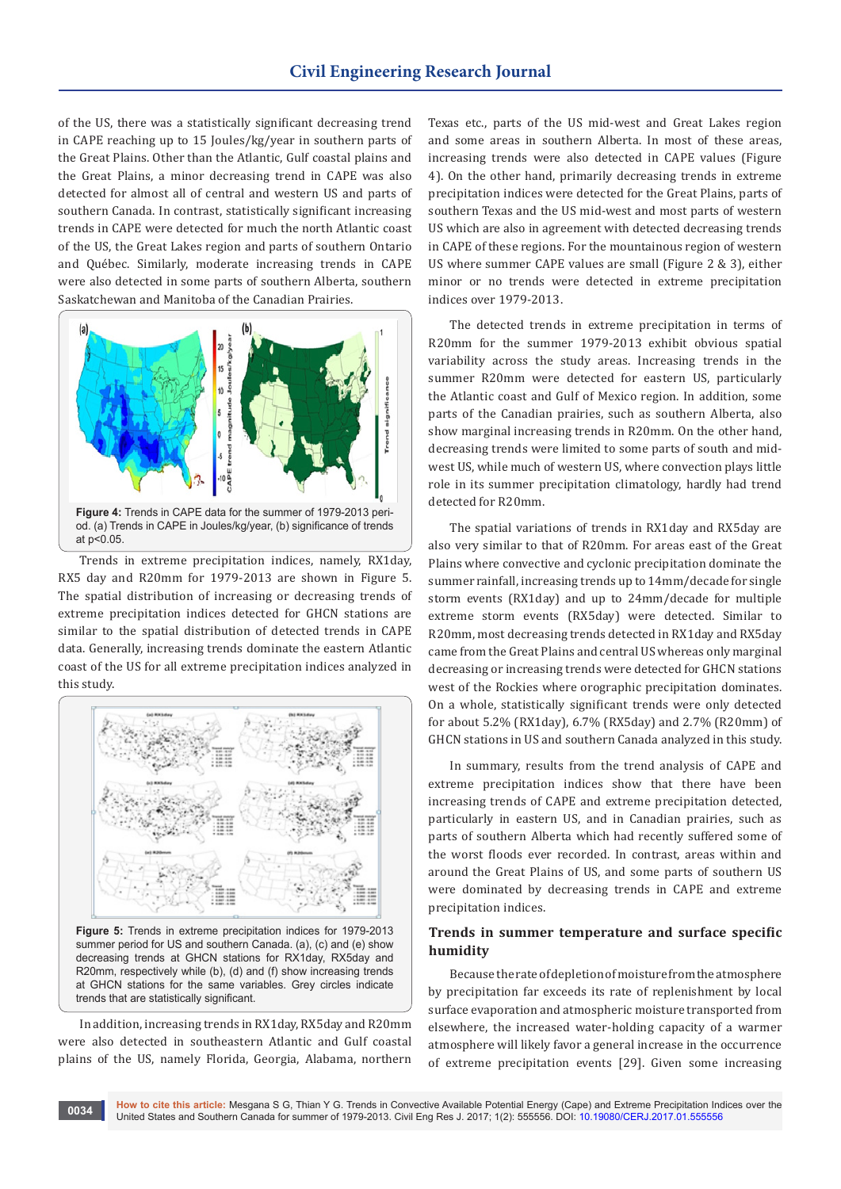of the US, there was a statistically significant decreasing trend in CAPE reaching up to 15 Joules/kg/year in southern parts of the Great Plains. Other than the Atlantic, Gulf coastal plains and the Great Plains, a minor decreasing trend in CAPE was also detected for almost all of central and western US and parts of southern Canada. In contrast, statistically significant increasing trends in CAPE were detected for much the north Atlantic coast of the US, the Great Lakes region and parts of southern Ontario and Québec. Similarly, moderate increasing trends in CAPE were also detected in some parts of southern Alberta, southern Saskatchewan and Manitoba of the Canadian Prairies.

**Figure 4:** Trends in CAPE data for the summer of 1979-2013 period. (a) Trends in CAPE in Joules/kg/year, (b) significance of trends at p<0.05.

Trends in extreme precipitation indices, namely, RX1day, RX5 day and R20mm for 1979-2013 are shown in Figure 5. The spatial distribution of increasing or decreasing trends of extreme precipitation indices detected for GHCN stations are similar to the spatial distribution of detected trends in CAPE data. Generally, increasing trends dominate the eastern Atlantic coast of the US for all extreme precipitation indices analyzed in this study.

**Figure 5:** Trends in extreme precipitation indices for 1979-2013 summer period for US and southern Canada. (a), (c) and (e) show decreasing trends at GHCN stations for RX1day, RX5day and R20mm, respectively while (b), (d) and (f) show increasing trends at GHCN stations for the same variables. Grey circles indicate trends that are statistically significant.

In addition, increasing trends in RX1day, RX5day and R20mm were also detected in southeastern Atlantic and Gulf coastal plains of the US, namely Florida, Georgia, Alabama, northern Texas etc., parts of the US mid-west and Great Lakes region and some areas in southern Alberta. In most of these areas, increasing trends were also detected in CAPE values (Figure 4). On the other hand, primarily decreasing trends in extreme precipitation indices were detected for the Great Plains, parts of southern Texas and the US mid-west and most parts of western US which are also in agreement with detected decreasing trends in CAPE of these regions. For the mountainous region of western US where summer CAPE values are small (Figure 2 & 3), either minor or no trends were detected in extreme precipitation indices over 1979-2013.

The detected trends in extreme precipitation in terms of R20mm for the summer 1979-2013 exhibit obvious spatial variability across the study areas. Increasing trends in the summer R20mm were detected for eastern US, particularly the Atlantic coast and Gulf of Mexico region. In addition, some parts of the Canadian prairies, such as southern Alberta, also show marginal increasing trends in R20mm. On the other hand, decreasing trends were limited to some parts of south and mid-west US, while much of western US, where convection plays little role in its summer precipitation climatology, hardly had trend detected for R20mm.

The spatial variations of trends in RX1day and RX5day are also very similar to that of R20mm. For areas east of the Great Plains where convective and cyclonic precipitation dominate the summer rainfall, increasing trends up to 14mm/decade for single storm events (RX1day) and up to 24mm/decade for multiple extreme storm events (RX5day) were detected. Similar to R20mm, most decreasing trends detected in RX1day and RX5day came from the Great Plains and central US whereas only marginal decreasing or increasing trends were detected for GHCN stations west of the Rockies where orographic precipitation dominates. On a whole, statistically significant trends were only detected for about 5.2% (RX1day), 6.7% (RX5day) and 2.7% (R20mm) of GHCN stations in US and southern Canada analyzed in this study.

In summary, results from the trend analysis of CAPE and extreme precipitation indices show that there have been increasing trends of CAPE and extreme precipitation detected, particularly in eastern US, and in Canadian prairies, such as parts of southern Alberta which had recently suffered some of the worst floods ever recorded. In contrast, areas within and around the Great Plains of US, and some parts of southern US were dominated by decreasing trends in CAPE and extreme precipitation indices.

## Trends in summer temperature and surface specific humidity

Because the rate of depletion of moisture from the atmosphere by precipitation far exceeds its rate of replenishment by local surface evaporation and atmospheric moisture transported from elsewhere, the increased water-holding capacity of a warmer atmosphere will likely favor a general increase in the occurrence of extreme precipitation events [29]. Given some increasing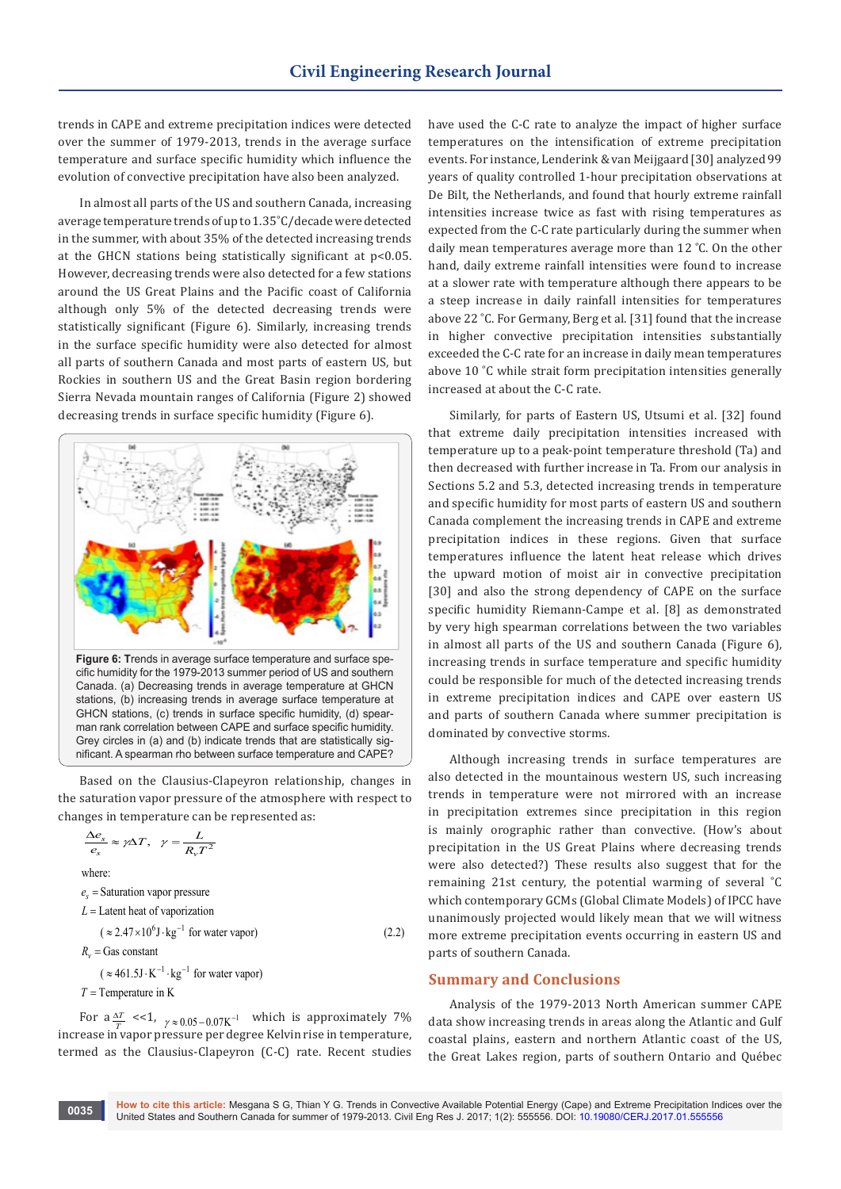trends in CAPE and extreme precipitation indices were detected over the summer of 1979-2013, trends in the average surface temperature and surface specific humidity which influence the evolution of convective precipitation have also been analyzed.

In almost all parts of the US and southern Canada, increasing average temperature trends of up to 1.35˚C/decade were detected in the summer, with about 35% of the detected increasing trends at the GHCN stations being statistically significant at p<0.05. However, decreasing trends were also detected for a few stations around the US Great Plains and the Pacific coast of California although only 5% of the detected decreasing trends were statistically significant (Figure 6). Similarly, increasing trends in the surface specific humidity were also detected for almost all parts of southern Canada and most parts of eastern US, but Rockies in southern US and the Great Basin region bordering Sierra Nevada mountain ranges of California (Figure 2) showed decreasing trends in surface specific humidity (Figure 6).

**Figure 6:** Trends in average surface temperature and surface specific humidity for the 1979-2013 summer period of US and southern Canada. (a) Decreasing trends in average temperature at GHCN stations, (b) increasing trends in average surface temperature at GHCN stations, (c) trends in surface specific humidity, (d) spearman rank correlation between CAPE and surface specific humidity. Grey circles in (a) and (b) indicate trends that are statistically significant. A spearman rho between surface temperature and CAPE?

Based on the Clausius-Clapeyron relationship, changes in the saturation vapor pressure of the atmosphere with respect to changes in temperature can be represented as:

$$\frac{\Delta e_s}{e_s} \approx \gamma \Delta T, \quad \gamma = \frac{L}{R_v T^2} \tag{2.2}$$

where:

$e_s$ = Saturation vapor pressure

$L$ = Latent heat of vaporization

($\approx 2.47 \times 10^6 \mathrm{J \cdot kg^{-1}}$ for water vapor)

$R_v$ = Gas constant

($\approx 461.5 \mathrm{J \cdot K^{-1} \cdot kg^{-1}}$ for water vapor)

$T$ = Temperature in K

For a $\frac{\Delta T}{T}$ <<1, $\gamma \approx 0.05 - 0.07\mathrm{K^{-1}}$ which is approximately 7% increase in vapor pressure per degree Kelvin rise in temperature, termed as the Clausius-Clapeyron (C-C) rate. Recent studies have used the C-C rate to analyze the impact of higher surface temperatures on the intensification of extreme precipitation events. For instance, Lenderink & van Meijgaard [30] analyzed 99 years of quality controlled 1-hour precipitation observations at De Bilt, the Netherlands, and found that hourly extreme rainfall intensities increase twice as fast with rising temperatures as expected from the C-C rate particularly during the summer when daily mean temperatures average more than 12 ˚C. On the other hand, daily extreme rainfall intensities were found to increase at a slower rate with temperature although there appears to be a steep increase in daily rainfall intensities for temperatures above 22 ˚C. For Germany, Berg et al. [31] found that the increase in higher convective precipitation intensities substantially exceeded the C-C rate for an increase in daily mean temperatures above 10 ˚C while strait form precipitation intensities generally increased at about the C-C rate.

Similarly, for parts of Eastern US, Utsumi et al. [32] found that extreme daily precipitation intensities increased with temperature up to a peak-point temperature threshold (Ta) and then decreased with further increase in Ta. From our analysis in Sections 5.2 and 5.3, detected increasing trends in temperature and specific humidity for most parts of eastern US and southern Canada complement the increasing trends in CAPE and extreme precipitation indices in these regions. Given that surface temperatures influence the latent heat release which drives the upward motion of moist air in convective precipitation [30] and also the strong dependency of CAPE on the surface specific humidity Riemann-Campe et al. [8] as demonstrated by very high spearman correlations between the two variables in almost all parts of the US and southern Canada (Figure 6), increasing trends in surface temperature and specific humidity could be responsible for much of the detected increasing trends in extreme precipitation indices and CAPE over eastern US and parts of southern Canada where summer precipitation is dominated by convective storms.

Although increasing trends in surface temperatures are also detected in the mountainous western US, such increasing trends in temperature were not mirrored with an increase in precipitation extremes since precipitation in this region is mainly orographic rather than convective. (How's about precipitation in the US Great Plains where decreasing trends were also detected?) These results also suggest that for the remaining 21st century, the potential warming of several ˚C which contemporary GCMs (Global Climate Models) of IPCC have unanimously projected would likely mean that we will witness more extreme precipitation events occurring in eastern US and parts of southern Canada.

## Summary and Conclusions

Analysis of the 1979-2013 North American summer CAPE data show increasing trends in areas along the Atlantic and Gulf coastal plains, eastern and northern Atlantic coast of the US, the Great Lakes region, parts of southern Ontario and Québec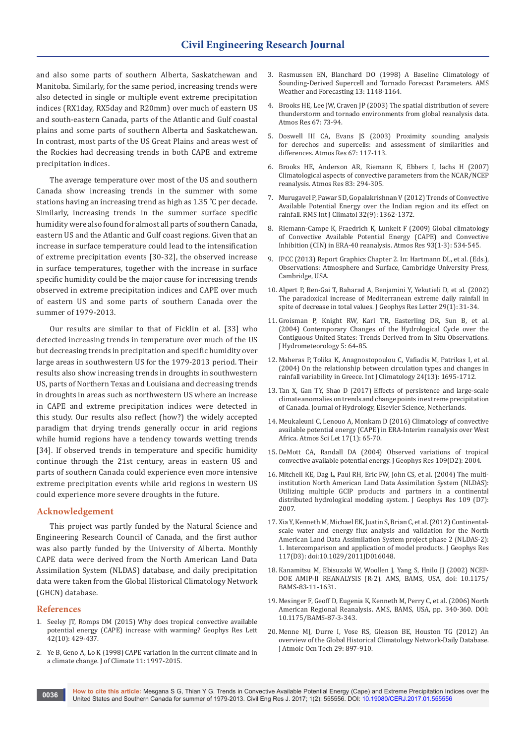and also some parts of southern Alberta, Saskatchewan and Manitoba. Similarly, for the same period, increasing trends were also detected in single or multiple event extreme precipitation indices (RX1day, RX5day and R20mm) over much of eastern US and south-eastern Canada, parts of the Atlantic and Gulf coastal plains and some parts of southern Alberta and Saskatchewan. In contrast, most parts of the US Great Plains and areas west of the Rockies had decreasing trends in both CAPE and extreme precipitation indices.

The average temperature over most of the US and southern Canada show increasing trends in the summer with some stations having an increasing trend as high as 1.35 °C per decade. Similarly, increasing trends in the summer surface specific humidity were also found for almost all parts of southern Canada, eastern US and the Atlantic and Gulf coast regions. Given that an increase in surface temperature could lead to the intensification of extreme precipitation events [30-32], the observed increase in surface temperatures, together with the increase in surface specific humidity could be the major cause for increasing trends observed in extreme precipitation indices and CAPE over much of eastern US and some parts of southern Canada over the summer of 1979-2013.

Our results are similar to that of Ficklin et al. [33] who detected increasing trends in temperature over much of the US but decreasing trends in precipitation and specific humidity over large areas in southwestern US for the 1979-2013 period. Their results also show increasing trends in droughts in southwestern US, parts of Northern Texas and Louisiana and decreasing trends in droughts in areas such as northwestern US where an increase in CAPE and extreme precipitation indices were detected in this study. Our results also reflect (how?) the widely accepted paradigm that drying trends generally occur in arid regions while humid regions have a tendency towards wetting trends [34]. If observed trends in temperature and specific humidity continue through the 21st century, areas in eastern US and parts of southern Canada could experience even more intensive extreme precipitation events while arid regions in western US could experience more severe droughts in the future.

## Acknowledgement

This project was partly funded by the Natural Science and Engineering Research Council of Canada, and the first author was also partly funded by the University of Alberta. Monthly CAPE data were derived from the North American Land Data Assimilation System (NLDAS) database, and daily precipitation data were taken from the Global Historical Climatology Network (GHCN) database.

## References

1. Seeley JT, Romps DM (2015) Why does tropical convective available potential energy (CAPE) increase with warming? Geophys Res Lett 42(10): 429-437.
2. Ye B, Geno A, Lo K (1998) CAPE variation in the current climate and in a climate change. J of Climate 11: 1997-2015.
3. Rasmussen EN, Blanchard DO (1998) A Baseline Climatology of Sounding-Derived Supercell and Tornado Forecast Parameters. AMS Weather and Forecasting 13: 1148-1164.
4. Brooks HE, Lee JW, Craven JP (2003) The spatial distribution of severe thunderstorm and tornado environments from global reanalysis data. Atmos Res 67: 73-94.
5. Doswell III CA, Evans JS (2003) Proximity sounding analysis for derechos and supercells: and assessment of similarities and differences. Atmos Res 67: 117-113.
6. Brooks HE, Anderson AR, Riemann K, Ebbers I, lachs H (2007) Climatological aspects of convective parameters from the NCAR/NCEP reanalysis. Atmos Res 83: 294-305.
7. Murugavel P, Pawar SD, Gopalakrishnan V (2012) Trends of Convective Available Potential Energy over the Indian region and its effect on rainfall. RMS Int J Climatol 32(9): 1362-1372.
8. Riemann-Campe K, Fraedrich K, Lunkeit F (2009) Global climatology of Convective Available Potential Energy (CAPE) and Convective Inhibition (CIN) in ERA-40 reanalysis. Atmos Res 93(1-3): 534-545.
9. IPCC (2013) Report Graphics Chapter 2. In: Hartmann DL, et al. (Eds.), Observations: Atmosphere and Surface, Cambridge University Press, Cambridge, USA.
10. Alpert P, Ben-Gai T, Baharad A, Benjamini Y, Yekutieli D, et al. (2002) The paradoxical increase of Mediterranean extreme daily rainfall in spite of decrease in total values. J Geophys Res Letter 29(1): 31-34.
11. Groisman P, Knight RW, Karl TR, Easterling DR, Sun B, et al. (2004) Contemporary Changes of the Hydrological Cycle over the Contiguous United States: Trends Derived from In Situ Observations. J Hydrometeorology 5: 64-85.
12. Maheras P, Tolika K, Anagnostopoulou C, Vafiadis M, Patrikas I, et al. (2004) On the relationship between circulation types and changes in rainfall variability in Greece. Int J Climatology 24(13): 1695-1712.
13. Tan X, Gan TY, Shao D (2017) Effects of persistence and large-scale climate anomalies on trends and change points in extreme precipitation of Canada. Journal of Hydrology, Elsevier Science, Netherlands.
14. Meukaleuni C, Lenouo A, Monkam D (2016) Climatology of convective available potential energy (CAPE) in ERA-Interim reanalysis over West Africa. Atmos Sci Let 17(1): 65-70.
15. DeMott CA, Randall DA (2004) Observed variations of tropical convective available potential energy. J Geophys Res 109(D2): 2004.
16. Mitchell KE, Dag L, Paul RH, Eric FW, John CS, et al. (2004) The multi-institution North American Land Data Assimilation System (NLDAS): Utilizing multiple GCIP products and partners in a continental distributed hydrological modeling system. J Geophys Res 109 (D7): 2007.
17. Xia Y, Kenneth M, Michael EK, Juatin S, Brian C, et al. (2012) Continental-scale water and energy flux analysis and validation for the North American Land Data Assimilation System project phase 2 (NLDAS-2): 1. Intercomparison and application of model products. J Geophys Res 117(D3): doi:10.1029/2011JD016048.
18. Kanamitsu M, Ebisuzaki W, Woollen J, Yang S, Hnilo JJ (2002) NCEP-DOE AMIP-II REANALYSIS (R-2). AMS, BAMS, USA, doi: 10.1175/BAMS-83-11-1631.
19. Mesinger F, Geoff D, Eugenia K, Kenneth M, Perry C, et al. (2006) North American Regional Reanalysis. AMS, BAMS, USA, pp. 340-360. DOI: 10.1175/BAMS-87-3-343.
20. Menne MJ, Durre I, Vose RS, Gleason BE, Houston TG (2012) An overview of the Global Historical Climatology Network-Daily Database. J Atmoic Ocn Tech 29: 897-910.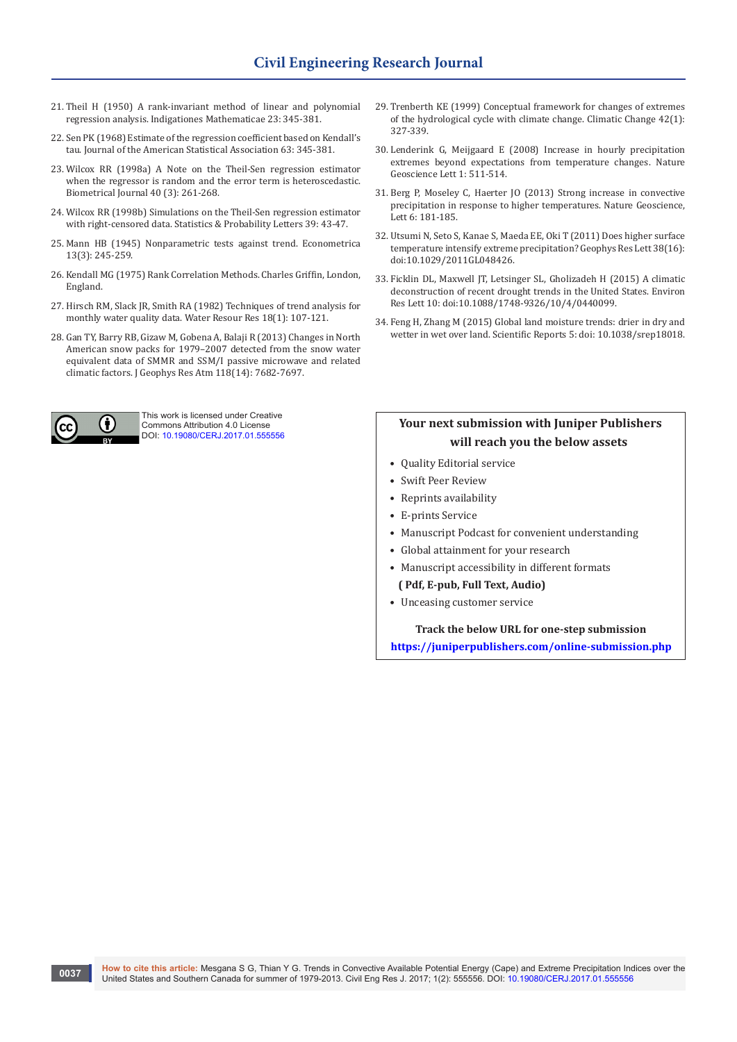21. Theil H (1950) A rank-invariant method of linear and polynomial regression analysis. Indigationes Mathematicae 23: 345-381.

22. Sen PK (1968) Estimate of the regression coefficient based on Kendall's tau. Journal of the American Statistical Association 63: 345-381.

23. Wilcox RR (1998a) A Note on the Theil-Sen regression estimator when the regressor is random and the error term is heteroscedastic. Biometrical Journal 40 (3): 261-268.

24. Wilcox RR (1998b) Simulations on the Theil-Sen regression estimator with right-censored data. Statistics & Probability Letters 39: 43-47.

25. Mann HB (1945) Nonparametric tests against trend. Econometrica 13(3): 245-259.

26. Kendall MG (1975) Rank Correlation Methods. Charles Griffin, London, England.

27. Hirsch RM, Slack JR, Smith RA (1982) Techniques of trend analysis for monthly water quality data. Water Resour Res 18(1): 107-121.

28. Gan TY, Barry RB, Gizaw M, Gobena A, Balaji R (2013) Changes in North American snow packs for 1979–2007 detected from the snow water equivalent data of SMMR and SSM/I passive microwave and related climatic factors. J Geophys Res Atm 118(14): 7682-7697.

29. Trenberth KE (1999) Conceptual framework for changes of extremes of the hydrological cycle with climate change. Climatic Change 42(1): 327-339.

30. Lenderink G, Meijgaard E (2008) Increase in hourly precipitation extremes beyond expectations from temperature changes. Nature Geoscience Lett 1: 511-514.

31. Berg P, Moseley C, Haerter JO (2013) Strong increase in convective precipitation in response to higher temperatures. Nature Geoscience, Lett 6: 181-185.

32. Utsumi N, Seto S, Kanae S, Maeda EE, Oki T (2011) Does higher surface temperature intensify extreme precipitation? Geophys Res Lett 38(16): doi:10.1029/2011GL048426.

33. Ficklin DL, Maxwell JT, Letsinger SL, Gholizadeh H (2015) A climatic deconstruction of recent drought trends in the United States. Environ Res Lett 10: doi:10.1088/1748-9326/10/4/0440099.

34. Feng H, Zhang M (2015) Global land moisture trends: drier in dry and wetter in wet over land. Scientific Reports 5: doi: 10.1038/srep18018.

This work is licensed under Creative Commons Attribution 4.0 License
DOI: 10.19080/CERJ.2017.01.555556

**Your next submission with Juniper Publishers will reach you the below assets**

- Quality Editorial service
- Swift Peer Review
- Reprints availability
- E-prints Service
- Manuscript Podcast for convenient understanding
- Global attainment for your research
- Manuscript accessibility in different formats
  **( Pdf, E-pub, Full Text, Audio)**
- Unceasing customer service

**Track the below URL for one-step submission**
**https://juniperpublishers.com/online-submission.php**

**How to cite this article:** Mesgana S G, Thian Y G. Trends in Convective Available Potential Energy (Cape) and Extreme Precipitation Indices over the United States and Southern Canada for summer of 1979-2013. Civil Eng Res J. 2017; 1(2): 555556. DOI: 10.19080/CERJ.2017.01.555556